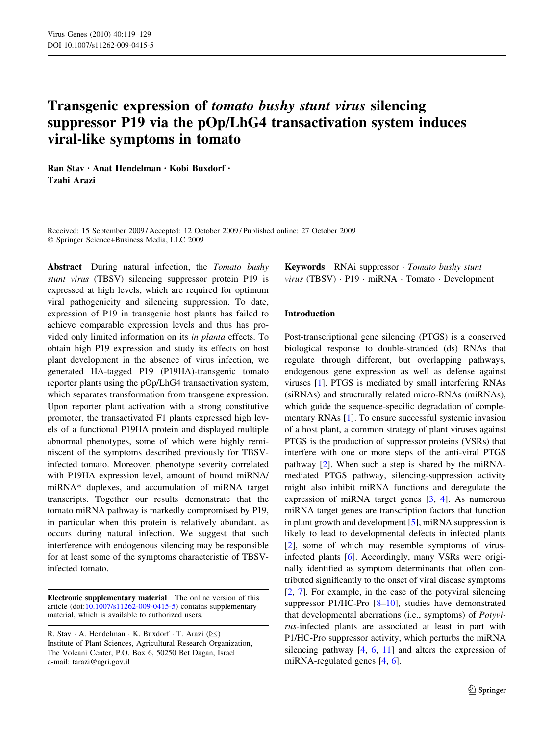# Transgenic expression of *tomato bushy stunt virus* silencing suppressor P19 via the pOp/LhG4 transactivation system induces viral-like symptoms in tomato

**Ran Stav · Anat Hendelman · Kobi Buxdorf · Tzahi Arazi**

Received: 15 September 2009 / Accepted: 12 October 2009 / Published online: 27 October 2009
© Springer Science+Business Media, LLC 2009

**Abstract** During natural infection, the *Tomato bushy stunt virus* (TBSV) silencing suppressor protein P19 is expressed at high levels, which are required for optimum viral pathogenicity and silencing suppression. To date, expression of P19 in transgenic host plants has failed to achieve comparable expression levels and thus has provided only limited information on its *in planta* effects. To obtain high P19 expression and study its effects on host plant development in the absence of virus infection, we generated HA-tagged P19 (P19HA)-transgenic tomato reporter plants using the pOp/LhG4 transactivation system, which separates transformation from transgene expression. Upon reporter plant activation with a strong constitutive promoter, the transactivated F1 plants expressed high levels of a functional P19HA protein and displayed multiple abnormal phenotypes, some of which were highly reminiscent of the symptoms described previously for TBSV-infected tomato. Moreover, phenotype severity correlated with P19HA expression level, amount of bound miRNA/miRNA* duplexes, and accumulation of miRNA target transcripts. Together our results demonstrate that the tomato miRNA pathway is markedly compromised by P19, in particular when this protein is relatively abundant, as occurs during natural infection. We suggest that such interference with endogenous silencing may be responsible for at least some of the symptoms characteristic of TBSV-infected tomato.

**Keywords** RNAi suppressor · *Tomato bushy stunt virus* (TBSV) · P19 · miRNA · Tomato · Development

**Electronic supplementary material** The online version of this article (doi:10.1007/s11262-009-0415-5) contains supplementary material, which is available to authorized users.

R. Stav · A. Hendelman · K. Buxdorf · T. Arazi (✉)
Institute of Plant Sciences, Agricultural Research Organization, The Volcani Center, P.O. Box 6, 50250 Bet Dagan, Israel
e-mail: tarazi@agri.gov.il

## Introduction

Post-transcriptional gene silencing (PTGS) is a conserved biological response to double-stranded (ds) RNAs that regulate through different, but overlapping pathways, endogenous gene expression as well as defense against viruses [1]. PTGS is mediated by small interfering RNAs (siRNAs) and structurally related micro-RNAs (miRNAs), which guide the sequence-specific degradation of complementary RNAs [1]. To ensure successful systemic invasion of a host plant, a common strategy of plant viruses against PTGS is the production of suppressor proteins (VSRs) that interfere with one or more steps of the anti-viral PTGS pathway [2]. When such a step is shared by the miRNA-mediated PTGS pathway, silencing-suppression activity might also inhibit miRNA functions and deregulate the expression of miRNA target genes [3, 4]. As numerous miRNA target genes are transcription factors that function in plant growth and development [5], miRNA suppression is likely to lead to developmental defects in infected plants [2], some of which may resemble symptoms of virus-infected plants [6]. Accordingly, many VSRs were originally identified as symptom determinants that often contributed significantly to the onset of viral disease symptoms [2, 7]. For example, in the case of the potyviral silencing suppressor P1/HC-Pro [8–10], studies have demonstrated that developmental aberrations (i.e., symptoms) of *Potyvirus*-infected plants are associated at least in part with P1/HC-Pro suppressor activity, which perturbs the miRNA silencing pathway [4, 6, 11] and alters the expression of miRNA-regulated genes [4, 6].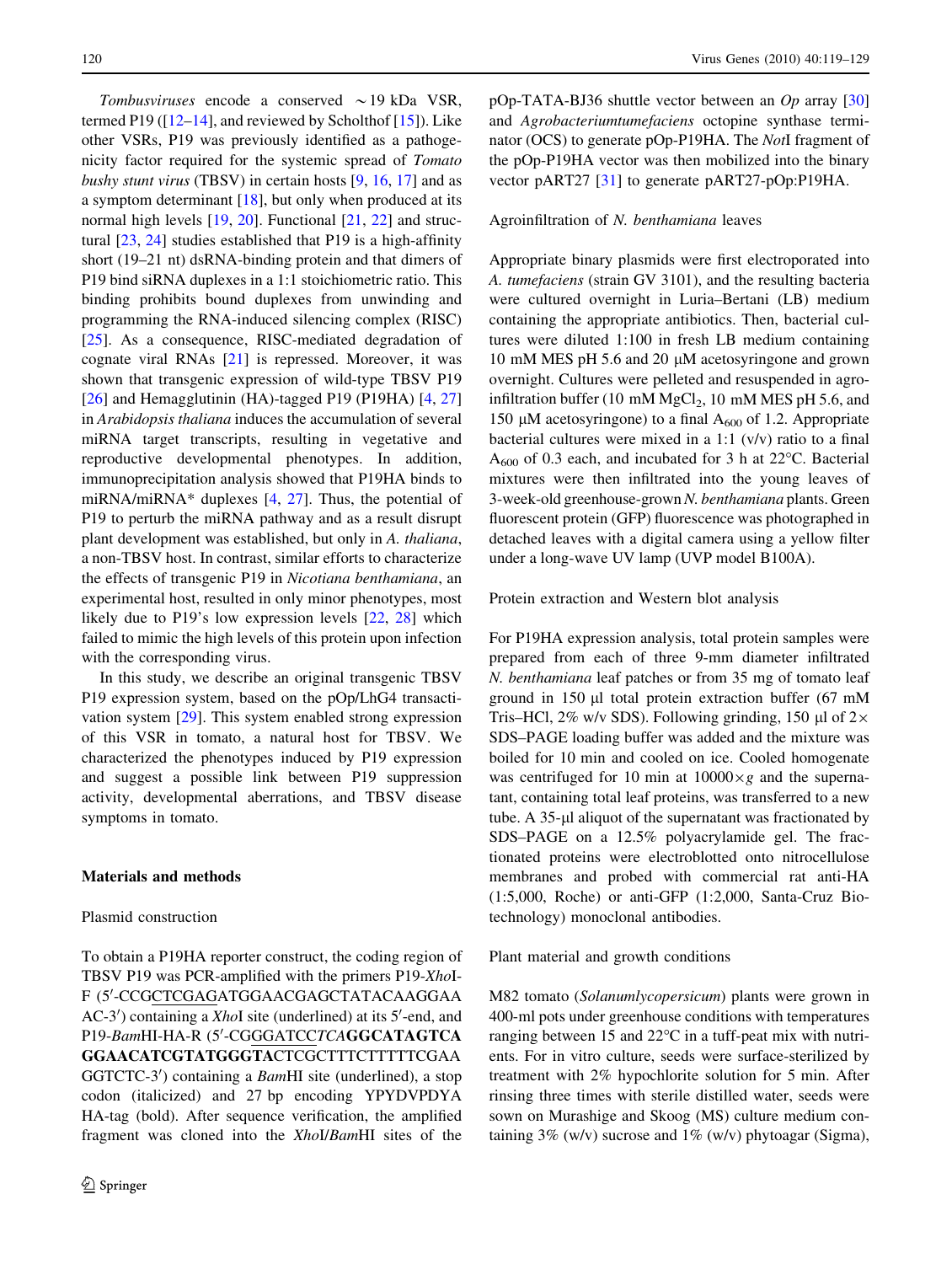*Tombusviruses* encode a conserved ~19 kDa VSR, termed P19 ([12–14], and reviewed by Scholthof [15]). Like other VSRs, P19 was previously identified as a pathogenicity factor required for the systemic spread of *Tomato bushy stunt virus* (TBSV) in certain hosts [9, 16, 17] and as a symptom determinant [18], but only when produced at its normal high levels [19, 20]. Functional [21, 22] and structural [23, 24] studies established that P19 is a high-affinity short (19–21 nt) dsRNA-binding protein and that dimers of P19 bind siRNA duplexes in a 1:1 stoichiometric ratio. This binding prohibits bound duplexes from unwinding and programming the RNA-induced silencing complex (RISC) [25]. As a consequence, RISC-mediated degradation of cognate viral RNAs [21] is repressed. Moreover, it was shown that transgenic expression of wild-type TBSV P19 [26] and Hemagglutinin (HA)-tagged P19 (P19HA) [4, 27] in *Arabidopsis thaliana* induces the accumulation of several miRNA target transcripts, resulting in vegetative and reproductive developmental phenotypes. In addition, immunoprecipitation analysis showed that P19HA binds to miRNA/miRNA* duplexes [4, 27]. Thus, the potential of P19 to perturb the miRNA pathway and as a result disrupt plant development was established, but only in *A. thaliana*, a non-TBSV host. In contrast, similar efforts to characterize the effects of transgenic P19 in *Nicotiana benthamiana*, an experimental host, resulted in only minor phenotypes, most likely due to P19's low expression levels [22, 28] which failed to mimic the high levels of this protein upon infection with the corresponding virus.

In this study, we describe an original transgenic TBSV P19 expression system, based on the pOp/LhG4 transactivation system [29]. This system enabled strong expression of this VSR in tomato, a natural host for TBSV. We characterized the phenotypes induced by P19 expression and suggest a possible link between P19 suppression activity, developmental aberrations, and TBSV disease symptoms in tomato.

## Materials and methods

### Plasmid construction

To obtain a P19HA reporter construct, the coding region of TBSV P19 was PCR-amplified with the primers P19-*Xho*I-F (5′-CCGCTCGAGATGGAACGAGCTATACAAGGAAAC-3′) containing a *Xho*I site (underlined) at its 5′-end, and P19-*Bam*HI-HA-R (5′-CGGGATCC*TCA***GGCATAGTCAGGAACATCGTATGGGTA**CTCGCTTTCTTTTCGAAGGTCTC-3′) containing a *Bam*HI site (underlined), a stop codon (italicized) and 27 bp encoding YPYDVPDYA HA-tag (bold). After sequence verification, the amplified fragment was cloned into the *Xho*I/*Bam*HI sites of the pOp-TATA-BJ36 shuttle vector between an *Op* array [30] and *Agrobacteriumtumefaciens* octopine synthase terminator (OCS) to generate pOp-P19HA. The *Not*I fragment of the pOp-P19HA vector was then mobilized into the binary vector pART27 [31] to generate pART27-pOp:P19HA.

### Agroinfiltration of *N. benthamiana* leaves

Appropriate binary plasmids were first electroporated into *A. tumefaciens* (strain GV 3101), and the resulting bacteria were cultured overnight in Luria–Bertani (LB) medium containing the appropriate antibiotics. Then, bacterial cultures were diluted 1:100 in fresh LB medium containing 10 mM MES pH 5.6 and 20 μM acetosyringone and grown overnight. Cultures were pelleted and resuspended in agroinfiltration buffer (10 mM $MgCl_2$, 10 mM MES pH 5.6, and 150 μM acetosyringone) to a final $A_{600}$ of 1.2. Appropriate bacterial cultures were mixed in a 1:1 (v/v) ratio to a final $A_{600}$ of 0.3 each, and incubated for 3 h at 22°C. Bacterial mixtures were then infiltrated into the young leaves of 3-week-old greenhouse-grown *N. benthamiana* plants. Green fluorescent protein (GFP) fluorescence was photographed in detached leaves with a digital camera using a yellow filter under a long-wave UV lamp (UVP model B100A).

### Protein extraction and Western blot analysis

For P19HA expression analysis, total protein samples were prepared from each of three 9-mm diameter infiltrated *N. benthamiana* leaf patches or from 35 mg of tomato leaf ground in 150 μl total protein extraction buffer (67 mM Tris–HCl, 2% w/v SDS). Following grinding, 150 μl of 2× SDS–PAGE loading buffer was added and the mixture was boiled for 10 min and cooled on ice. Cooled homogenate was centrifuged for 10 min at 10000×*g* and the supernatant, containing total leaf proteins, was transferred to a new tube. A 35-μl aliquot of the supernatant was fractionated by SDS–PAGE on a 12.5% polyacrylamide gel. The fractionated proteins were electroblotted onto nitrocellulose membranes and probed with commercial rat anti-HA (1:5,000, Roche) or anti-GFP (1:2,000, Santa-Cruz Biotechnology) monoclonal antibodies.

### Plant material and growth conditions

M82 tomato (*Solanumlycopersicum*) plants were grown in 400-ml pots under greenhouse conditions with temperatures ranging between 15 and 22°C in a tuff-peat mix with nutrients. For in vitro culture, seeds were surface-sterilized by treatment with 2% hypochlorite solution for 5 min. After rinsing three times with sterile distilled water, seeds were sown on Murashige and Skoog (MS) culture medium containing 3% (w/v) sucrose and 1% (w/v) phytoagar (Sigma),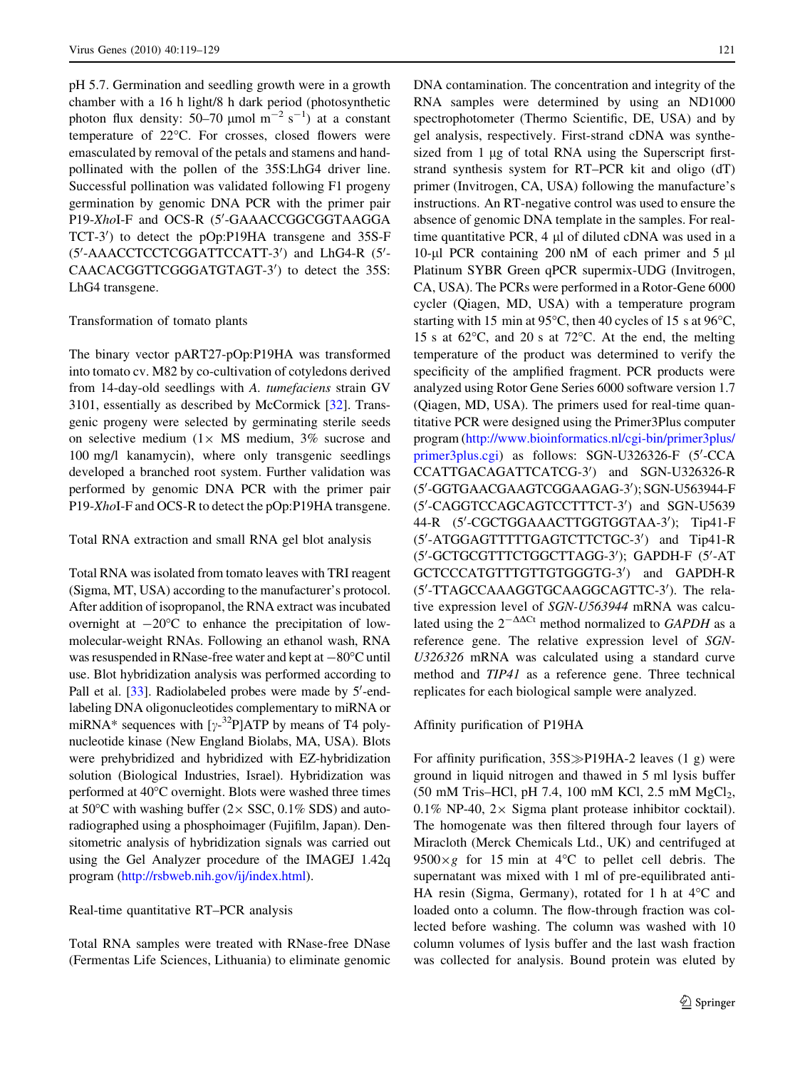pH 5.7. Germination and seedling growth were in a growth chamber with a 16 h light/8 h dark period (photosynthetic photon flux density: 50–70 μmol $m^{-2}$ $s^{-1}$) at a constant temperature of 22°C. For crosses, closed flowers were emasculated by removal of the petals and stamens and hand-pollinated with the pollen of the 35S:LhG4 driver line. Successful pollination was validated following F1 progeny germination by genomic DNA PCR with the primer pair P19-*Xho*I-F and OCS-R (5′-GAAACCGGCGGTAAGGATCT-3′) to detect the pOp:P19HA transgene and 35S-F (5′-AAACCTCCTCGGATTCCATT-3′) and LhG4-R (5′-CAACACGGTTCGGGATGTAGT-3′) to detect the 35S:LhG4 transgene.

### Transformation of tomato plants

The binary vector pART27-pOp:P19HA was transformed into tomato cv. M82 by co-cultivation of cotyledons derived from 14-day-old seedlings with *A. tumefaciens* strain GV 3101, essentially as described by McCormick [32]. Transgenic progeny were selected by germinating sterile seeds on selective medium (1× MS medium, 3% sucrose and 100 mg/l kanamycin), where only transgenic seedlings developed a branched root system. Further validation was performed by genomic DNA PCR with the primer pair P19-*Xho*I-F and OCS-R to detect the pOp:P19HA transgene.

### Total RNA extraction and small RNA gel blot analysis

Total RNA was isolated from tomato leaves with TRI reagent (Sigma, MT, USA) according to the manufacturer's protocol. After addition of isopropanol, the RNA extract was incubated overnight at −20°C to enhance the precipitation of low-molecular-weight RNAs. Following an ethanol wash, RNA was resuspended in RNase-free water and kept at −80°C until use. Blot hybridization analysis was performed according to Pall et al. [33]. Radiolabeled probes were made by 5′-end-labeling DNA oligonucleotides complementary to miRNA or miRNA* sequences with [$\gamma$-$^{32}$P]ATP by means of T4 polynucleotide kinase (New England Biolabs, MA, USA). Blots were prehybridized and hybridized with EZ-hybridization solution (Biological Industries, Israel). Hybridization was performed at 40°C overnight. Blots were washed three times at 50°C with washing buffer (2× SSC, 0.1% SDS) and autoradiographed using a phosphoimager (Fujifilm, Japan). Densitometric analysis of hybridization signals was carried out using the Gel Analyzer procedure of the IMAGEJ 1.42q program (http://rsbweb.nih.gov/ij/index.html).

### Real-time quantitative RT–PCR analysis

Total RNA samples were treated with RNase-free DNase (Fermentas Life Sciences, Lithuania) to eliminate genomic DNA contamination. The concentration and integrity of the RNA samples were determined by using an ND1000 spectrophotometer (Thermo Scientific, DE, USA) and by gel analysis, respectively. First-strand cDNA was synthesized from 1 μg of total RNA using the Superscript first-strand synthesis system for RT–PCR kit and oligo (dT) primer (Invitrogen, CA, USA) following the manufacture's instructions. An RT-negative control was used to ensure the absence of genomic DNA template in the samples. For real-time quantitative PCR, 4 μl of diluted cDNA was used in a 10-μl PCR containing 200 nM of each primer and 5 μl Platinum SYBR Green qPCR supermix-UDG (Invitrogen, CA, USA). The PCRs were performed in a Rotor-Gene 6000 cycler (Qiagen, MD, USA) with a temperature program starting with 15 min at 95°C, then 40 cycles of 15 s at 96°C, 15 s at 62°C, and 20 s at 72°C. At the end, the melting temperature of the product was determined to verify the specificity of the amplified fragment. PCR products were analyzed using Rotor Gene Series 6000 software version 1.7 (Qiagen, MD, USA). The primers used for real-time quantitative PCR were designed using the Primer3Plus computer program (http://www.bioinformatics.nl/cgi-bin/primer3plus/primer3plus.cgi) as follows: SGN-U326326-F (5′-CCACCATTGACAGATTCATCG-3′) and SGN-U326326-R (5′-GGTGAACGAAGTCGGAAGAG-3′); SGN-U563944-F (5′-CAGGTCCAGCAGTCCTTTCT-3′) and SGN-U563944-R (5′-CGCTGGAAACTTGGTGGTAA-3′); Tip41-F (5′-ATGGAGTTTTTGAGTCTTCTGC-3′) and Tip41-R (5′-GCTGCGTTTCTGGCTTAGG-3′); GAPDH-F (5′-ATGCTCCCATGTTTGTTGTGGGTG-3′) and GAPDH-R (5′-TTAGCCAAAGGTGCAAGGCAGTTC-3′). The relative expression level of *SGN-U563944* mRNA was calculated using the $2^{-\Delta\Delta Ct}$ method normalized to *GAPDH* as a reference gene. The relative expression level of *SGN-U326326* mRNA was calculated using a standard curve method and *TIP41* as a reference gene. Three technical replicates for each biological sample were analyzed.

### Affinity purification of P19HA

For affinity purification, 35S≫P19HA-2 leaves (1 g) were ground in liquid nitrogen and thawed in 5 ml lysis buffer (50 mM Tris–HCl, pH 7.4, 100 mM KCl, 2.5 mM $MgCl_2$, 0.1% NP-40, 2× Sigma plant protease inhibitor cocktail). The homogenate was then filtered through four layers of Miracloth (Merck Chemicals Ltd., UK) and centrifuged at 9500×*g* for 15 min at 4°C to pellet cell debris. The supernatant was mixed with 1 ml of pre-equilibrated anti-HA resin (Sigma, Germany), rotated for 1 h at 4°C and loaded onto a column. The flow-through fraction was collected before washing. The column was washed with 10 column volumes of lysis buffer and the last wash fraction was collected for analysis. Bound protein was eluted by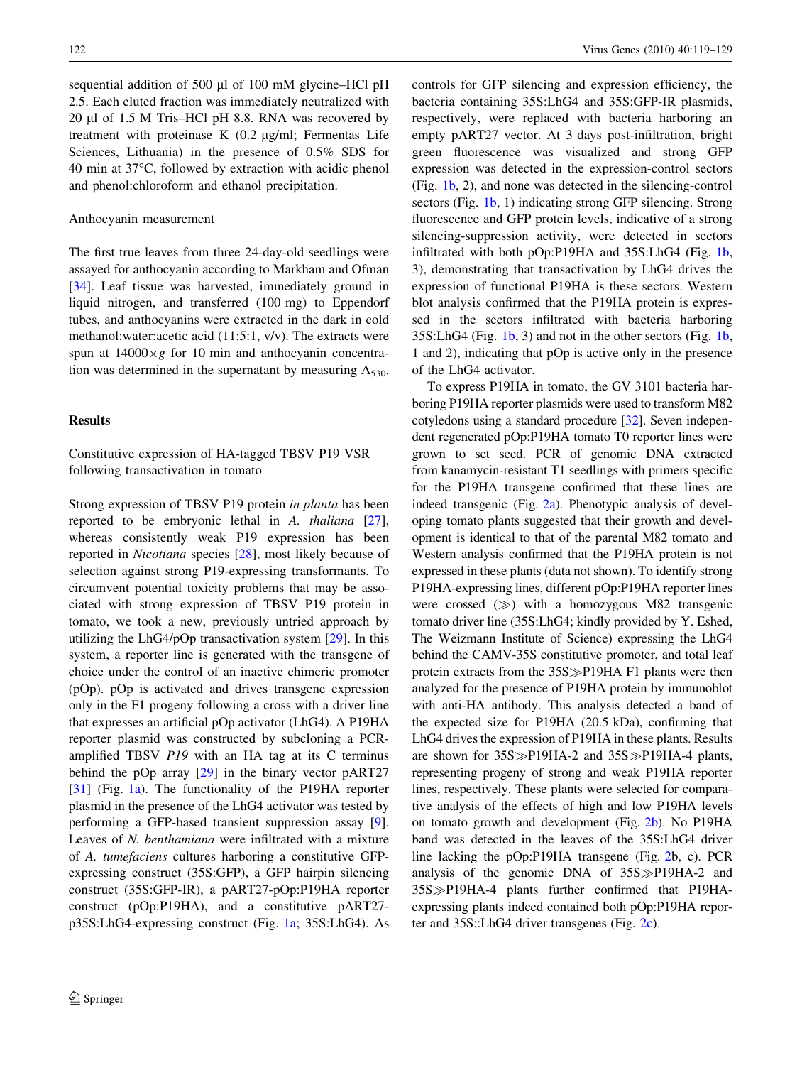sequential addition of 500 μl of 100 mM glycine–HCl pH 2.5. Each eluted fraction was immediately neutralized with 20 μl of 1.5 M Tris–HCl pH 8.8. RNA was recovered by treatment with proteinase K (0.2 μg/ml; Fermentas Life Sciences, Lithuania) in the presence of 0.5% SDS for 40 min at 37°C, followed by extraction with acidic phenol and phenol:chloroform and ethanol precipitation.

### Anthocyanin measurement

The first true leaves from three 24-day-old seedlings were assayed for anthocyanin according to Markham and Ofman [34]. Leaf tissue was harvested, immediately ground in liquid nitrogen, and transferred (100 mg) to Eppendorf tubes, and anthocyanins were extracted in the dark in cold methanol:water:acetic acid (11:5:1, v/v). The extracts were spun at 14000×*g* for 10 min and anthocyanin concentration was determined in the supernatant by measuring $A_{530}$.

## Results

### Constitutive expression of HA-tagged TBSV P19 VSR following transactivation in tomato

Strong expression of TBSV P19 protein *in planta* has been reported to be embryonic lethal in *A. thaliana* [27], whereas consistently weak P19 expression has been reported in *Nicotiana* species [28], most likely because of selection against strong P19-expressing transformants. To circumvent potential toxicity problems that may be associated with strong expression of TBSV P19 protein in tomato, we took a new, previously untried approach by utilizing the LhG4/pOp transactivation system [29]. In this system, a reporter line is generated with the transgene of choice under the control of an inactive chimeric promoter (pOp). pOp is activated and drives transgene expression only in the F1 progeny following a cross with a driver line that expresses an artificial pOp activator (LhG4). A P19HA reporter plasmid was constructed by subcloning a PCR-amplified TBSV *P19* with an HA tag at its C terminus behind the pOp array [29] in the binary vector pART27 [31] (Fig. 1a). The functionality of the P19HA reporter plasmid in the presence of the LhG4 activator was tested by performing a GFP-based transient suppression assay [9]. Leaves of *N. benthamiana* were infiltrated with a mixture of *A. tumefaciens* cultures harboring a constitutive GFP-expressing construct (35S:GFP), a GFP hairpin silencing construct (35S:GFP-IR), a pART27-pOp:P19HA reporter construct (pOp:P19HA), and a constitutive pART27-p35S:LhG4-expressing construct (Fig. 1a; 35S:LhG4). As controls for GFP silencing and expression efficiency, the bacteria containing 35S:LhG4 and 35S:GFP-IR plasmids, respectively, were replaced with bacteria harboring an empty pART27 vector. At 3 days post-infiltration, bright green fluorescence was visualized and strong GFP expression was detected in the expression-control sectors (Fig. 1b, 2), and none was detected in the silencing-control sectors (Fig. 1b, 1) indicating strong GFP silencing. Strong fluorescence and GFP protein levels, indicative of a strong silencing-suppression activity, were detected in sectors infiltrated with both pOp:P19HA and 35S:LhG4 (Fig. 1b, 3), demonstrating that transactivation by LhG4 drives the expression of functional P19HA is these sectors. Western blot analysis confirmed that the P19HA protein is expressed in the sectors infiltrated with bacteria harboring 35S:LhG4 (Fig. 1b, 3) and not in the other sectors (Fig. 1b, 1 and 2), indicating that pOp is active only in the presence of the LhG4 activator.

To express P19HA in tomato, the GV 3101 bacteria harboring P19HA reporter plasmids were used to transform M82 cotyledons using a standard procedure [32]. Seven independent regenerated pOp:P19HA tomato T0 reporter lines were grown to set seed. PCR of genomic DNA extracted from kanamycin-resistant T1 seedlings with primers specific for the P19HA transgene confirmed that these lines are indeed transgenic (Fig. 2a). Phenotypic analysis of developing tomato plants suggested that their growth and development is identical to that of the parental M82 tomato and Western analysis confirmed that the P19HA protein is not expressed in these plants (data not shown). To identify strong P19HA-expressing lines, different pOp:P19HA reporter lines were crossed (≫) with a homozygous M82 transgenic tomato driver line (35S:LhG4; kindly provided by Y. Eshed, The Weizmann Institute of Science) expressing the LhG4 behind the CAMV-35S constitutive promoter, and total leaf protein extracts from the 35S≫P19HA F1 plants were then analyzed for the presence of P19HA protein by immunoblot with anti-HA antibody. This analysis detected a band of the expected size for P19HA (20.5 kDa), confirming that LhG4 drives the expression of P19HA in these plants. Results are shown for 35S≫P19HA-2 and 35S≫P19HA-4 plants, representing progeny of strong and weak P19HA reporter lines, respectively. These plants were selected for comparative analysis of the effects of high and low P19HA levels on tomato growth and development (Fig. 2b). No P19HA band was detected in the leaves of the 35S:LhG4 driver line lacking the pOp:P19HA transgene (Fig. 2b, c). PCR analysis of the genomic DNA of 35S≫P19HA-2 and 35S≫P19HA-4 plants further confirmed that P19HA-expressing plants indeed contained both pOp:P19HA reporter and 35S::LhG4 driver transgenes (Fig. 2c).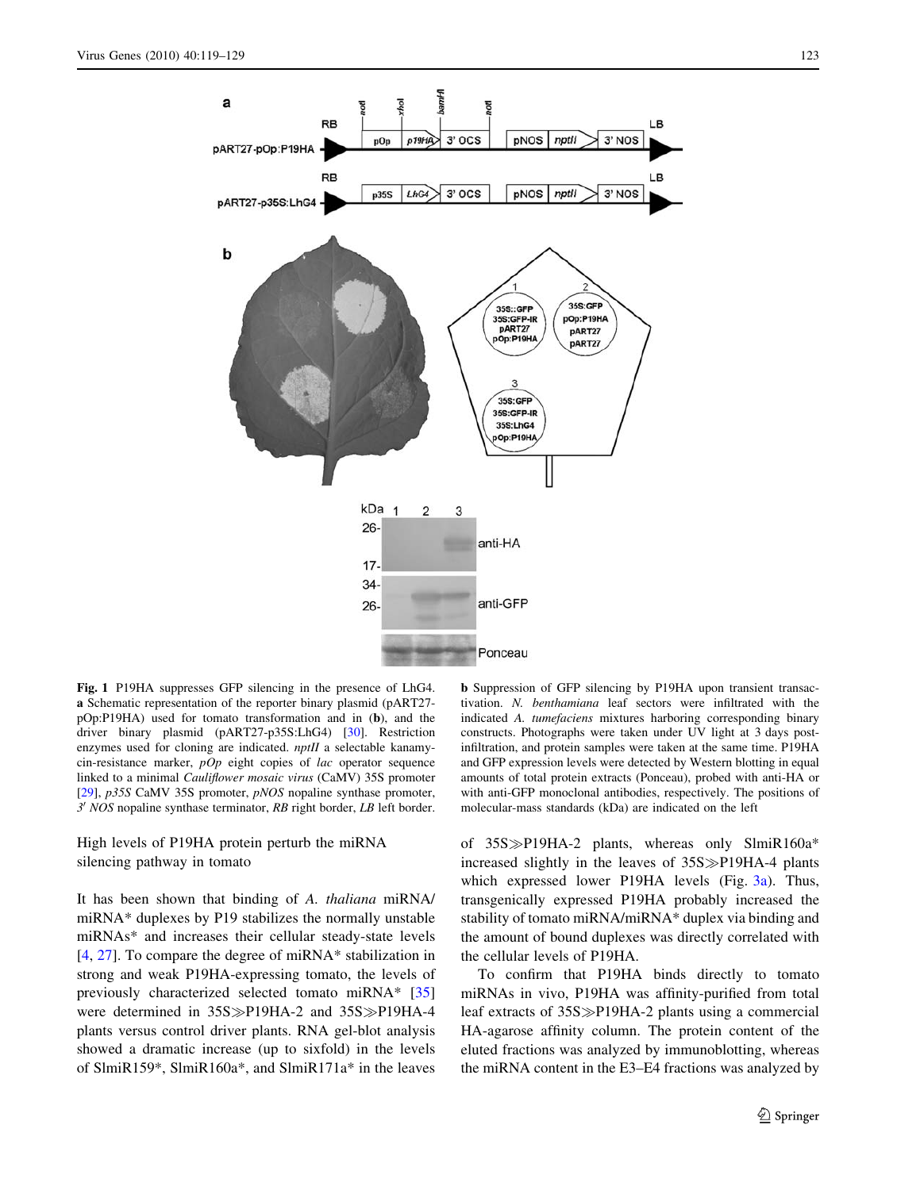**Fig. 1** P19HA suppresses GFP silencing in the presence of LhG4. **a** Schematic representation of the reporter binary plasmid (pART27-pOp:P19HA) used for tomato transformation and in (**b**), and the driver binary plasmid (pART27-p35S:LhG4) [30]. Restriction enzymes used for cloning are indicated. *nptII* a selectable kanamycin-resistance marker, *pOp* eight copies of *lac* operator sequence linked to a minimal *Cauliflower mosaic virus* (CaMV) 35S promoter [29], *p35S* CaMV 35S promoter, *pNOS* nopaline synthase promoter, *3′ NOS* nopaline synthase terminator, *RB* right border, *LB* left border. **b** Suppression of GFP silencing by P19HA upon transient transactivation. *N. benthamiana* leaf sectors were infiltrated with the indicated *A. tumefaciens* mixtures harboring corresponding binary constructs. Photographs were taken under UV light at 3 days post-infiltration, and protein samples were taken at the same time. P19HA and GFP expression levels were detected by Western blotting in equal amounts of total protein extracts (Ponceau), probed with anti-HA or with anti-GFP monoclonal antibodies, respectively. The positions of molecular-mass standards (kDa) are indicated on the left

### High levels of P19HA protein perturb the miRNA silencing pathway in tomato

It has been shown that binding of *A. thaliana* miRNA/miRNA* duplexes by P19 stabilizes the normally unstable miRNAs* and increases their cellular steady-state levels [4, 27]. To compare the degree of miRNA* stabilization in strong and weak P19HA-expressing tomato, the levels of previously characterized selected tomato miRNA* [35] were determined in 35S≫P19HA-2 and 35S≫P19HA-4 plants versus control driver plants. RNA gel-blot analysis showed a dramatic increase (up to sixfold) in the levels of SlmiR159*, SlmiR160a*, and SlmiR171a* in the leaves of 35S≫P19HA-2 plants, whereas only SlmiR160a* increased slightly in the leaves of 35S≫P19HA-4 plants which expressed lower P19HA levels (Fig. 3a). Thus, transgenically expressed P19HA probably increased the stability of tomato miRNA/miRNA* duplex via binding and the amount of bound duplexes was directly correlated with the cellular levels of P19HA.

To confirm that P19HA binds directly to tomato miRNAs in vivo, P19HA was affinity-purified from total leaf extracts of 35S≫P19HA-2 plants using a commercial HA-agarose affinity column. The protein content of the eluted fractions was analyzed by immunoblotting, whereas the miRNA content in the E3–E4 fractions was analyzed by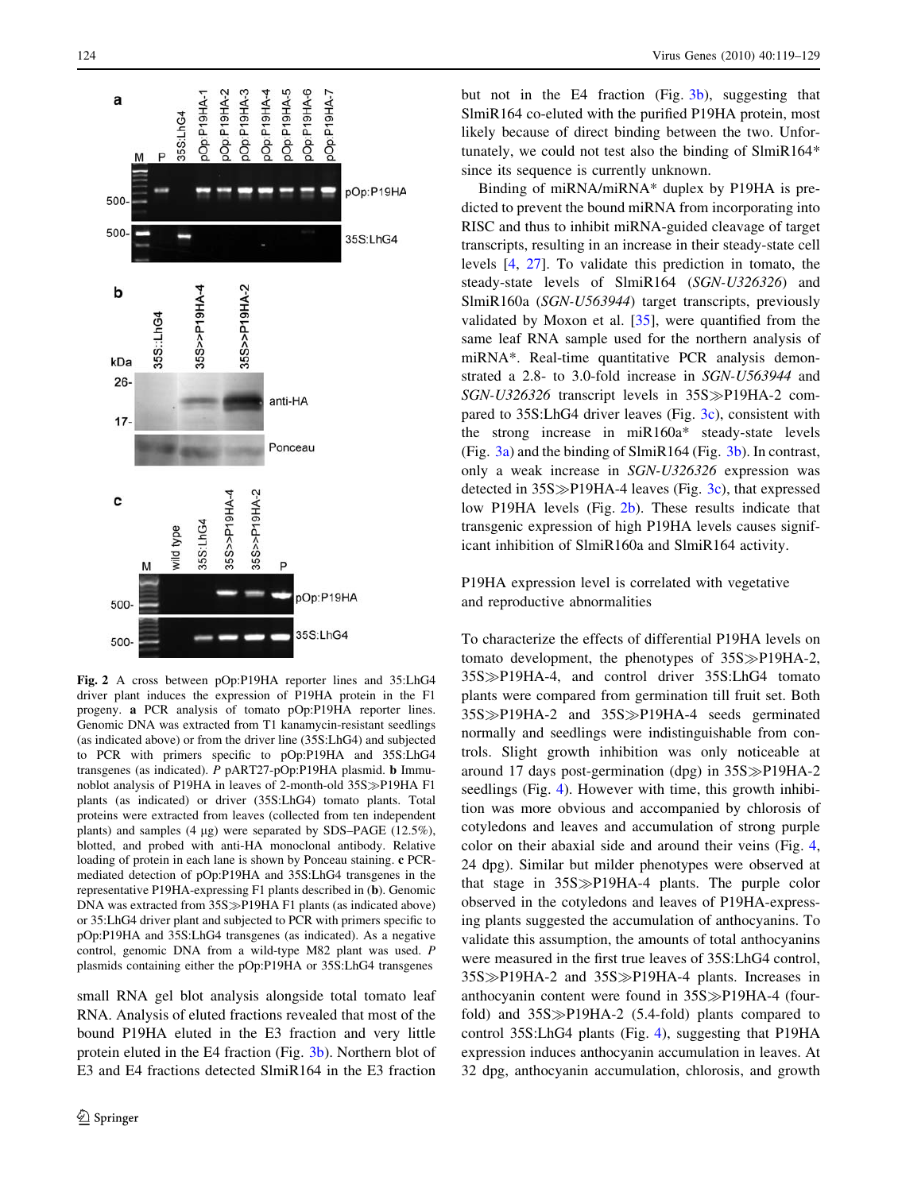Fig. 2 A cross between pOp:P19HA reporter lines and 35:LhG4 driver plant induces the expression of P19HA protein in the F1 progeny. **a** PCR analysis of tomato pOp:P19HA reporter lines. Genomic DNA was extracted from T1 kanamycin-resistant seedlings (as indicated above) or from the driver line (35S:LhG4) and subjected to PCR with primers specific to pOp:P19HA and 35S:LhG4 transgenes (as indicated). *P* pART27-pOp:P19HA plasmid. **b** Immunoblot analysis of P19HA in leaves of 2-month-old 35S≫P19HA F1 plants (as indicated) or driver (35S:LhG4) tomato plants. Total proteins were extracted from leaves (collected from ten independent plants) and samples (4 μg) were separated by SDS–PAGE (12.5%), blotted, and probed with anti-HA monoclonal antibody. Relative loading of protein in each lane is shown by Ponceau staining. **c** PCR-mediated detection of pOp:P19HA and 35S:LhG4 transgenes in the representative P19HA-expressing F1 plants described in (**b**). Genomic DNA was extracted from 35S≫P19HA F1 plants (as indicated above) or 35:LhG4 driver plant and subjected to PCR with primers specific to pOp:P19HA and 35S:LhG4 transgenes (as indicated). As a negative control, genomic DNA from a wild-type M82 plant was used. *P* plasmids containing either the pOp:P19HA or 35S:LhG4 transgenes

small RNA gel blot analysis alongside total tomato leaf RNA. Analysis of eluted fractions revealed that most of the bound P19HA eluted in the E3 fraction and very little protein eluted in the E4 fraction (Fig. 3b). Northern blot of E3 and E4 fractions detected SlmiR164 in the E3 fraction but not in the E4 fraction (Fig. 3b), suggesting that SlmiR164 co-eluted with the purified P19HA protein, most likely because of direct binding between the two. Unfortunately, we could not test also the binding of SlmiR164* since its sequence is currently unknown.

Binding of miRNA/miRNA* duplex by P19HA is predicted to prevent the bound miRNA from incorporating into RISC and thus to inhibit miRNA-guided cleavage of target transcripts, resulting in an increase in their steady-state cell levels [4, 27]. To validate this prediction in tomato, the steady-state levels of SlmiR164 (*SGN-U326326*) and SlmiR160a (*SGN-U563944*) target transcripts, previously validated by Moxon et al. [35], were quantified from the same leaf RNA sample used for the northern analysis of miRNA*. Real-time quantitative PCR analysis demonstrated a 2.8- to 3.0-fold increase in *SGN-U563944* and *SGN-U326326* transcript levels in 35S≫P19HA-2 compared to 35S:LhG4 driver leaves (Fig. 3c), consistent with the strong increase in miR160a* steady-state levels (Fig. 3a) and the binding of SlmiR164 (Fig. 3b). In contrast, only a weak increase in *SGN-U326326* expression was detected in 35S≫P19HA-4 leaves (Fig. 3c), that expressed low P19HA levels (Fig. 2b). These results indicate that transgenic expression of high P19HA levels causes significant inhibition of SlmiR160a and SlmiR164 activity.

## P19HA expression level is correlated with vegetative and reproductive abnormalities

To characterize the effects of differential P19HA levels on tomato development, the phenotypes of 35S≫P19HA-2, 35S≫P19HA-4, and control driver 35S:LhG4 tomato plants were compared from germination till fruit set. Both 35S≫P19HA-2 and 35S≫P19HA-4 seeds germinated normally and seedlings were indistinguishable from controls. Slight growth inhibition was only noticeable at around 17 days post-germination (dpg) in 35S≫P19HA-2 seedlings (Fig. 4). However with time, this growth inhibition was more obvious and accompanied by chlorosis of cotyledons and leaves and accumulation of strong purple color on their abaxial side and around their veins (Fig. 4, 24 dpg). Similar but milder phenotypes were observed at that stage in 35S≫P19HA-4 plants. The purple color observed in the cotyledons and leaves of P19HA-expressing plants suggested the accumulation of anthocyanins. To validate this assumption, the amounts of total anthocyanins were measured in the first true leaves of 35S:LhG4 control, 35S≫P19HA-2 and 35S≫P19HA-4 plants. Increases in anthocyanin content were found in 35S≫P19HA-4 (fourfold) and 35S≫P19HA-2 (5.4-fold) plants compared to control 35S:LhG4 plants (Fig. 4), suggesting that P19HA expression induces anthocyanin accumulation in leaves. At 32 dpg, anthocyanin accumulation, chlorosis, and growth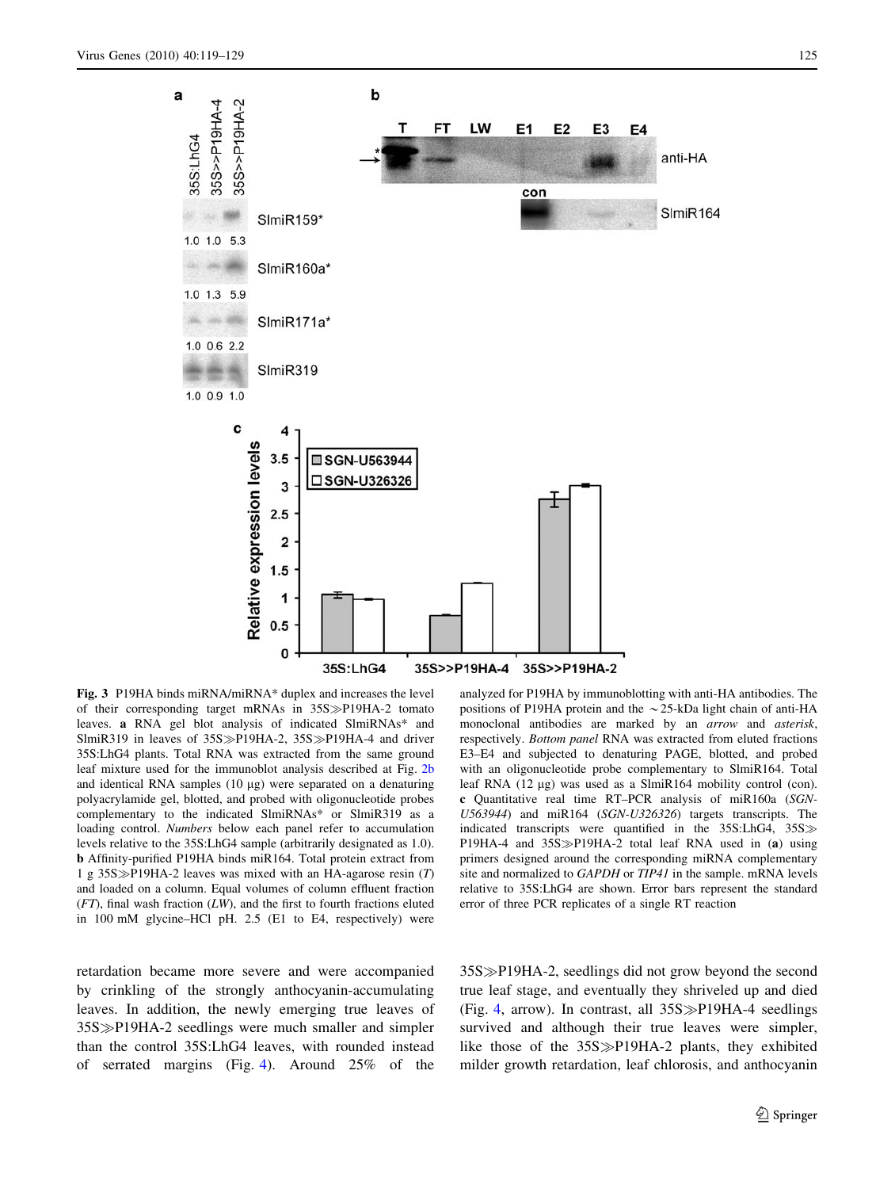Fig. 3 P19HA binds miRNA/miRNA* duplex and increases the level of their corresponding target mRNAs in 35S≫P19HA-2 tomato leaves. **a** RNA gel blot analysis of indicated SlmiRNAs* and SlmiR319 in leaves of 35S≫P19HA-2, 35S≫P19HA-4 and driver 35S:LhG4 plants. Total RNA was extracted from the same ground leaf mixture used for the immunoblot analysis described at Fig. 2b and identical RNA samples (10 µg) were separated on a denaturing polyacrylamide gel, blotted, and probed with oligonucleotide probes complementary to the indicated SlmiRNAs* or SlmiR319 as a loading control. *Numbers* below each panel refer to accumulation levels relative to the 35S:LhG4 sample (arbitrarily designated as 1.0). **b** Affinity-purified P19HA binds miR164. Total protein extract from 1 g 35S≫P19HA-2 leaves was mixed with an HA-agarose resin (*T*) and loaded on a column. Equal volumes of column effluent fraction (*FT*), final wash fraction (*LW*), and the first to fourth fractions eluted in 100 mM glycine–HCl pH. 2.5 (E1 to E4, respectively) were analyzed for P19HA by immunoblotting with anti-HA antibodies. The positions of P19HA protein and the ~25-kDa light chain of anti-HA monoclonal antibodies are marked by an *arrow* and *asterisk*, respectively. *Bottom panel* RNA was extracted from eluted fractions E3–E4 and subjected to denaturing PAGE, blotted, and probed with an oligonucleotide probe complementary to SlmiR164. Total leaf RNA (12 µg) was used as a SlmiR164 mobility control (con). **c** Quantitative real time RT–PCR analysis of miR160a (*SGN-U563944*) and miR164 (*SGN-U326326*) targets transcripts. The indicated transcripts were quantified in the 35S:LhG4, 35S≫P19HA-4 and 35S≫P19HA-2 total leaf RNA used in (**a**) using primers designed around the corresponding miRNA complementary site and normalized to *GAPDH* or *TIP41* in the sample. mRNA levels relative to 35S:LhG4 are shown. Error bars represent the standard error of three PCR replicates of a single RT reaction

retardation became more severe and were accompanied by crinkling of the strongly anthocyanin-accumulating leaves. In addition, the newly emerging true leaves of 35S≫P19HA-2 seedlings were much smaller and simpler than the control 35S:LhG4 leaves, with rounded instead of serrated margins (Fig. 4). Around 25% of the 35S≫P19HA-2, seedlings did not grow beyond the second true leaf stage, and eventually they shriveled up and died (Fig. 4, arrow). In contrast, all 35S≫P19HA-4 seedlings survived and although their true leaves were simpler, like those of the 35S≫P19HA-2 plants, they exhibited milder growth retardation, leaf chlorosis, and anthocyanin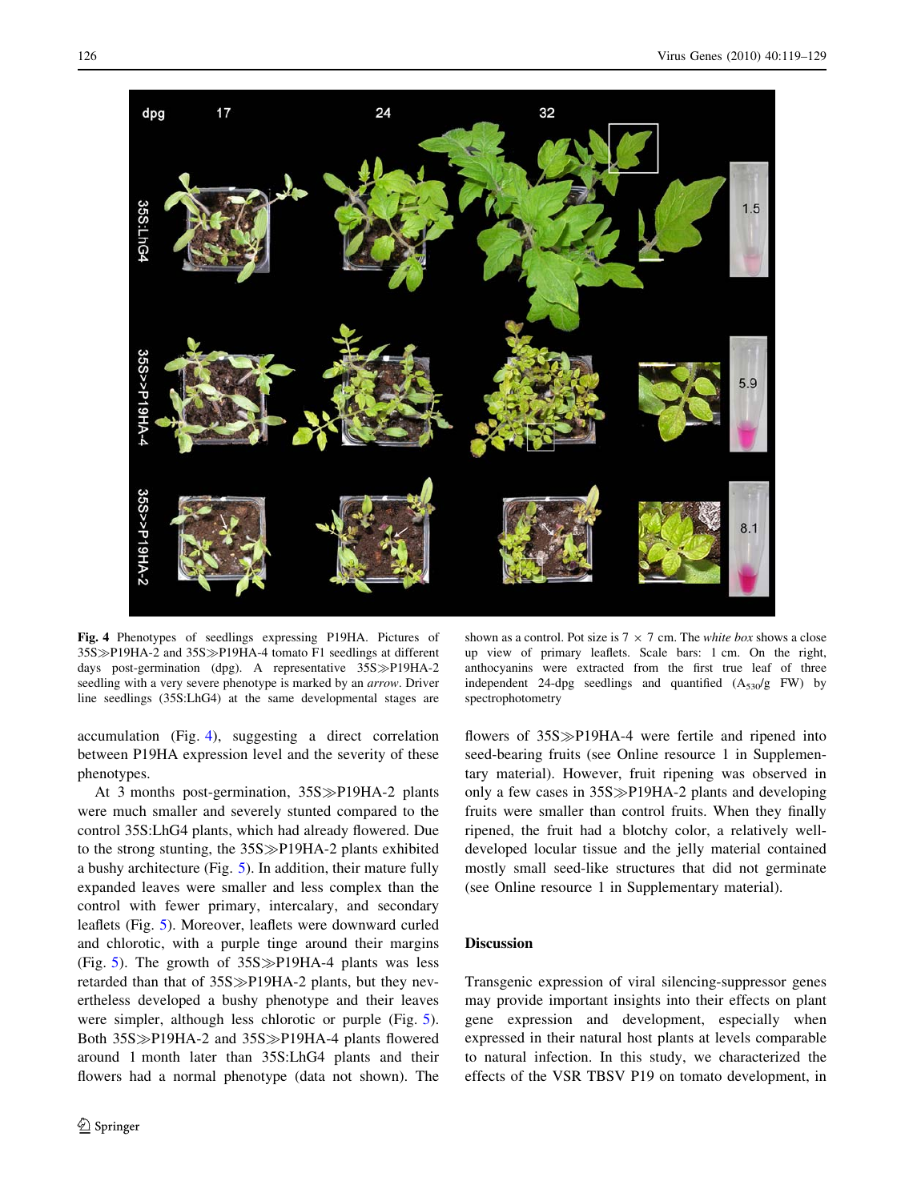**Fig. 4** Phenotypes of seedlings expressing P19HA. Pictures of 35S≫P19HA-2 and 35S≫P19HA-4 tomato F1 seedlings at different days post-germination (dpg). A representative 35S≫P19HA-2 seedling with a very severe phenotype is marked by an *arrow*. Driver line seedlings (35S:LhG4) at the same developmental stages are shown as a control. Pot size is 7 × 7 cm. The *white box* shows a close up view of primary leaflets. Scale bars: 1 cm. On the right, anthocyanins were extracted from the first true leaf of three independent 24-dpg seedlings and quantified ($A_{530}$/g FW) by spectrophotometry

accumulation (Fig. 4), suggesting a direct correlation between P19HA expression level and the severity of these phenotypes.

At 3 months post-germination, 35S≫P19HA-2 plants were much smaller and severely stunted compared to the control 35S:LhG4 plants, which had already flowered. Due to the strong stunting, the 35S≫P19HA-2 plants exhibited a bushy architecture (Fig. 5). In addition, their mature fully expanded leaves were smaller and less complex than the control with fewer primary, intercalary, and secondary leaflets (Fig. 5). Moreover, leaflets were downward curled and chlorotic, with a purple tinge around their margins (Fig. 5). The growth of 35S≫P19HA-4 plants was less retarded than that of 35S≫P19HA-2 plants, but they nevertheless developed a bushy phenotype and their leaves were simpler, although less chlorotic or purple (Fig. 5). Both 35S≫P19HA-2 and 35S≫P19HA-4 plants flowered around 1 month later than 35S:LhG4 plants and their flowers had a normal phenotype (data not shown). The flowers of 35S≫P19HA-4 were fertile and ripened into seed-bearing fruits (see Online resource 1 in Supplementary material). However, fruit ripening was observed in only a few cases in 35S≫P19HA-2 plants and developing fruits were smaller than control fruits. When they finally ripened, the fruit had a blotchy color, a relatively well-developed locular tissue and the jelly material contained mostly small seed-like structures that did not germinate (see Online resource 1 in Supplementary material).

## Discussion

Transgenic expression of viral silencing-suppressor genes may provide important insights into their effects on plant gene expression and development, especially when expressed in their natural host plants at levels comparable to natural infection. In this study, we characterized the effects of the VSR TBSV P19 on tomato development, in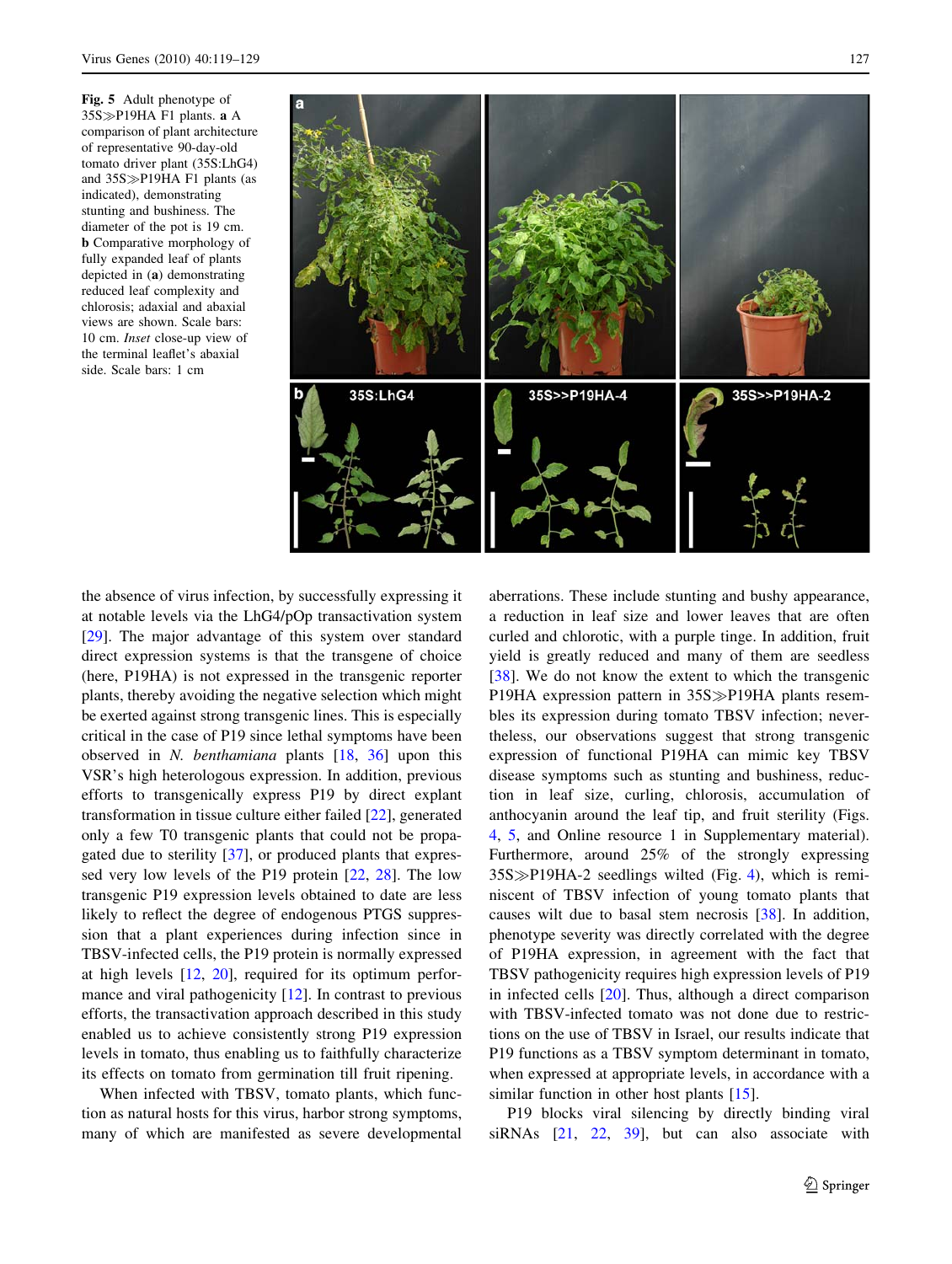**Fig. 5** Adult phenotype of 35S≫P19HA F1 plants. **a** A comparison of plant architecture of representative 90-day-old tomato driver plant (35S:LhG4) and 35S≫P19HA F1 plants (as indicated), demonstrating stunting and bushiness. The diameter of the pot is 19 cm. **b** Comparative morphology of fully expanded leaf of plants depicted in (**a**) demonstrating reduced leaf complexity and chlorosis; adaxial and abaxial views are shown. Scale bars: 10 cm. *Inset* close-up view of the terminal leaflet's abaxial side. Scale bars: 1 cm

the absence of virus infection, by successfully expressing it at notable levels via the LhG4/pOp transactivation system [29]. The major advantage of this system over standard direct expression systems is that the transgene of choice (here, P19HA) is not expressed in the transgenic reporter plants, thereby avoiding the negative selection which might be exerted against strong transgenic lines. This is especially critical in the case of P19 since lethal symptoms have been observed in *N. benthamiana* plants [18, 36] upon this VSR's high heterologous expression. In addition, previous efforts to transgenically express P19 by direct explant transformation in tissue culture either failed [22], generated only a few T0 transgenic plants that could not be propagated due to sterility [37], or produced plants that expressed very low levels of the P19 protein [22, 28]. The low transgenic P19 expression levels obtained to date are less likely to reflect the degree of endogenous PTGS suppression that a plant experiences during infection since in TBSV-infected cells, the P19 protein is normally expressed at high levels [12, 20], required for its optimum performance and viral pathogenicity [12]. In contrast to previous efforts, the transactivation approach described in this study enabled us to achieve consistently strong P19 expression levels in tomato, thus enabling us to faithfully characterize its effects on tomato from germination till fruit ripening.

When infected with TBSV, tomato plants, which function as natural hosts for this virus, harbor strong symptoms, many of which are manifested as severe developmental aberrations. These include stunting and bushy appearance, a reduction in leaf size and lower leaves that are often curled and chlorotic, with a purple tinge. In addition, fruit yield is greatly reduced and many of them are seedless [38]. We do not know the extent to which the transgenic P19HA expression pattern in 35S≫P19HA plants resembles its expression during tomato TBSV infection; nevertheless, our observations suggest that strong transgenic expression of functional P19HA can mimic key TBSV disease symptoms such as stunting and bushiness, reduction in leaf size, curling, chlorosis, accumulation of anthocyanin around the leaf tip, and fruit sterility (Figs. 4, 5, and Online resource 1 in Supplementary material). Furthermore, around 25% of the strongly expressing 35S≫P19HA-2 seedlings wilted (Fig. 4), which is reminiscent of TBSV infection of young tomato plants that causes wilt due to basal stem necrosis [38]. In addition, phenotype severity was directly correlated with the degree of P19HA expression, in agreement with the fact that TBSV pathogenicity requires high expression levels of P19 in infected cells [20]. Thus, although a direct comparison with TBSV-infected tomato was not done due to restrictions on the use of TBSV in Israel, our results indicate that P19 functions as a TBSV symptom determinant in tomato, when expressed at appropriate levels, in accordance with a similar function in other host plants [15].

P19 blocks viral silencing by directly binding viral siRNAs [21, 22, 39], but can also associate with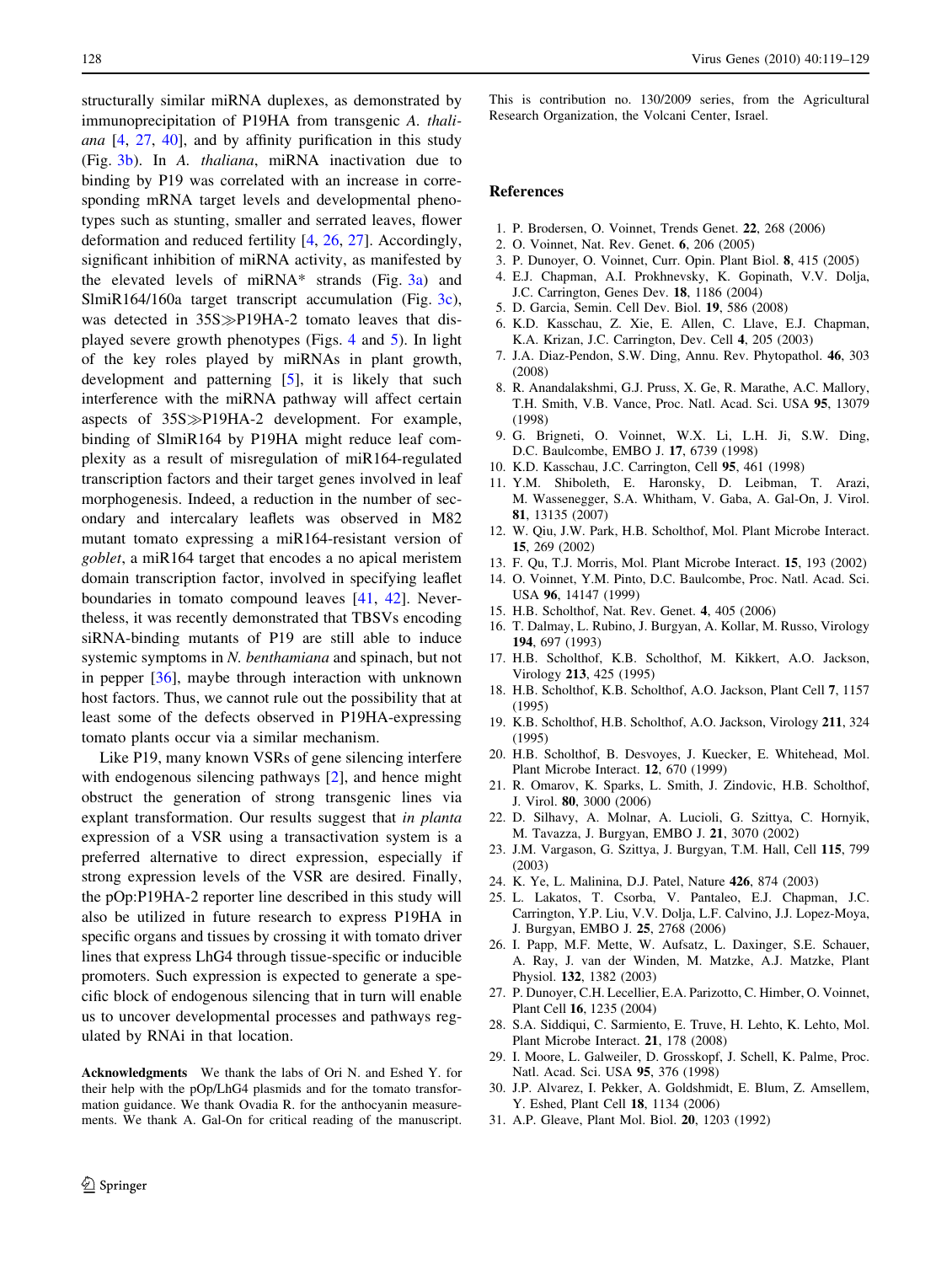structurally similar miRNA duplexes, as demonstrated by immunoprecipitation of P19HA from transgenic *A. thaliana* [4, 27, 40], and by affinity purification in this study (Fig. 3b). In *A. thaliana*, miRNA inactivation due to binding by P19 was correlated with an increase in corresponding mRNA target levels and developmental phenotypes such as stunting, smaller and serrated leaves, flower deformation and reduced fertility [4, 26, 27]. Accordingly, significant inhibition of miRNA activity, as manifested by the elevated levels of miRNA* strands (Fig. 3a) and SlmiR164/160a target transcript accumulation (Fig. 3c), was detected in 35S≫P19HA-2 tomato leaves that displayed severe growth phenotypes (Figs. 4 and 5). In light of the key roles played by miRNAs in plant growth, development and patterning [5], it is likely that such interference with the miRNA pathway will affect certain aspects of 35S≫P19HA-2 development. For example, binding of SlmiR164 by P19HA might reduce leaf complexity as a result of misregulation of miR164-regulated transcription factors and their target genes involved in leaf morphogenesis. Indeed, a reduction in the number of secondary and intercalary leaflets was observed in M82 mutant tomato expressing a miR164-resistant version of *goblet*, a miR164 target that encodes a no apical meristem domain transcription factor, involved in specifying leaflet boundaries in tomato compound leaves [41, 42]. Nevertheless, it was recently demonstrated that TBSVs encoding siRNA-binding mutants of P19 are still able to induce systemic symptoms in *N. benthamiana* and spinach, but not in pepper [36], maybe through interaction with unknown host factors. Thus, we cannot rule out the possibility that at least some of the defects observed in P19HA-expressing tomato plants occur via a similar mechanism.

Like P19, many known VSRs of gene silencing interfere with endogenous silencing pathways [2], and hence might obstruct the generation of strong transgenic lines via explant transformation. Our results suggest that *in planta* expression of a VSR using a transactivation system is a preferred alternative to direct expression, especially if strong expression levels of the VSR are desired. Finally, the pOp:P19HA-2 reporter line described in this study will also be utilized in future research to express P19HA in specific organs and tissues by crossing it with tomato driver lines that express LhG4 through tissue-specific or inducible promoters. Such expression is expected to generate a specific block of endogenous silencing that in turn will enable us to uncover developmental processes and pathways regulated by RNAi in that location.

**Acknowledgments** We thank the labs of Ori N. and Eshed Y. for their help with the pOp/LhG4 plasmids and for the tomato transformation guidance. We thank Ovadia R. for the anthocyanin measurements. We thank A. Gal-On for critical reading of the manuscript. This is contribution no. 130/2009 series, from the Agricultural Research Organization, the Volcani Center, Israel.

## References

1. P. Brodersen, O. Voinnet, Trends Genet. **22**, 268 (2006)
2. O. Voinnet, Nat. Rev. Genet. **6**, 206 (2005)
3. P. Dunoyer, O. Voinnet, Curr. Opin. Plant Biol. **8**, 415 (2005)
4. E.J. Chapman, A.I. Prokhnevsky, K. Gopinath, V.V. Dolja, J.C. Carrington, Genes Dev. **18**, 1186 (2004)
5. D. Garcia, Semin. Cell Dev. Biol. **19**, 586 (2008)
6. K.D. Kasschau, Z. Xie, E. Allen, C. Llave, E.J. Chapman, K.A. Krizan, J.C. Carrington, Dev. Cell **4**, 205 (2003)
7. J.A. Diaz-Pendon, S.W. Ding, Annu. Rev. Phytopathol. **46**, 303 (2008)
8. R. Anandalakshmi, G.J. Pruss, X. Ge, R. Marathe, A.C. Mallory, T.H. Smith, V.B. Vance, Proc. Natl. Acad. Sci. USA **95**, 13079 (1998)
9. G. Brigneti, O. Voinnet, W.X. Li, L.H. Ji, S.W. Ding, D.C. Baulcombe, EMBO J. **17**, 6739 (1998)
10. K.D. Kasschau, J.C. Carrington, Cell **95**, 461 (1998)
11. Y.M. Shiboleth, E. Haronsky, D. Leibman, T. Arazi, M. Wassenegger, S.A. Whitham, V. Gaba, A. Gal-On, J. Virol. **81**, 13135 (2007)
12. W. Qiu, J.W. Park, H.B. Scholthof, Mol. Plant Microbe Interact. **15**, 269 (2002)
13. F. Qu, T.J. Morris, Mol. Plant Microbe Interact. **15**, 193 (2002)
14. O. Voinnet, Y.M. Pinto, D.C. Baulcombe, Proc. Natl. Acad. Sci. USA **96**, 14147 (1999)
15. H.B. Scholthof, Nat. Rev. Genet. **4**, 405 (2006)
16. T. Dalmay, L. Rubino, J. Burgyan, A. Kollar, M. Russo, Virology **194**, 697 (1993)
17. H.B. Scholthof, K.B. Scholthof, M. Kikkert, A.O. Jackson, Virology **213**, 425 (1995)
18. H.B. Scholthof, K.B. Scholthof, A.O. Jackson, Plant Cell **7**, 1157 (1995)
19. K.B. Scholthof, H.B. Scholthof, A.O. Jackson, Virology **211**, 324 (1995)
20. H.B. Scholthof, B. Desvoyes, J. Kuecker, E. Whitehead, Mol. Plant Microbe Interact. **12**, 670 (1999)
21. R. Omarov, K. Sparks, L. Smith, J. Zindovic, H.B. Scholthof, J. Virol. **80**, 3000 (2006)
22. D. Silhavy, A. Molnar, A. Lucioli, G. Szittya, C. Hornyik, M. Tavazza, J. Burgyan, EMBO J. **21**, 3070 (2002)
23. J.M. Vargason, G. Szittya, J. Burgyan, T.M. Hall, Cell **115**, 799 (2003)
24. K. Ye, L. Malinina, D.J. Patel, Nature **426**, 874 (2003)
25. L. Lakatos, T. Csorba, V. Pantaleo, E.J. Chapman, J.C. Carrington, Y.P. Liu, V.V. Dolja, L.F. Calvino, J.J. Lopez-Moya, J. Burgyan, EMBO J. **25**, 2768 (2006)
26. I. Papp, M.F. Mette, W. Aufsatz, L. Daxinger, S.E. Schauer, A. Ray, J. van der Winden, M. Matzke, A.J. Matzke, Plant Physiol. **132**, 1382 (2003)
27. P. Dunoyer, C.H. Lecellier, E.A. Parizotto, C. Himber, O. Voinnet, Plant Cell **16**, 1235 (2004)
28. S.A. Siddiqui, C. Sarmiento, E. Truve, H. Lehto, K. Lehto, Mol. Plant Microbe Interact. **21**, 178 (2008)
29. I. Moore, L. Galweiler, D. Grosskopf, J. Schell, K. Palme, Proc. Natl. Acad. Sci. USA **95**, 376 (1998)
30. J.P. Alvarez, I. Pekker, A. Goldshmidt, E. Blum, Z. Amsellem, Y. Eshed, Plant Cell **18**, 1134 (2006)
31. A.P. Gleave, Plant Mol. Biol. **20**, 1203 (1992)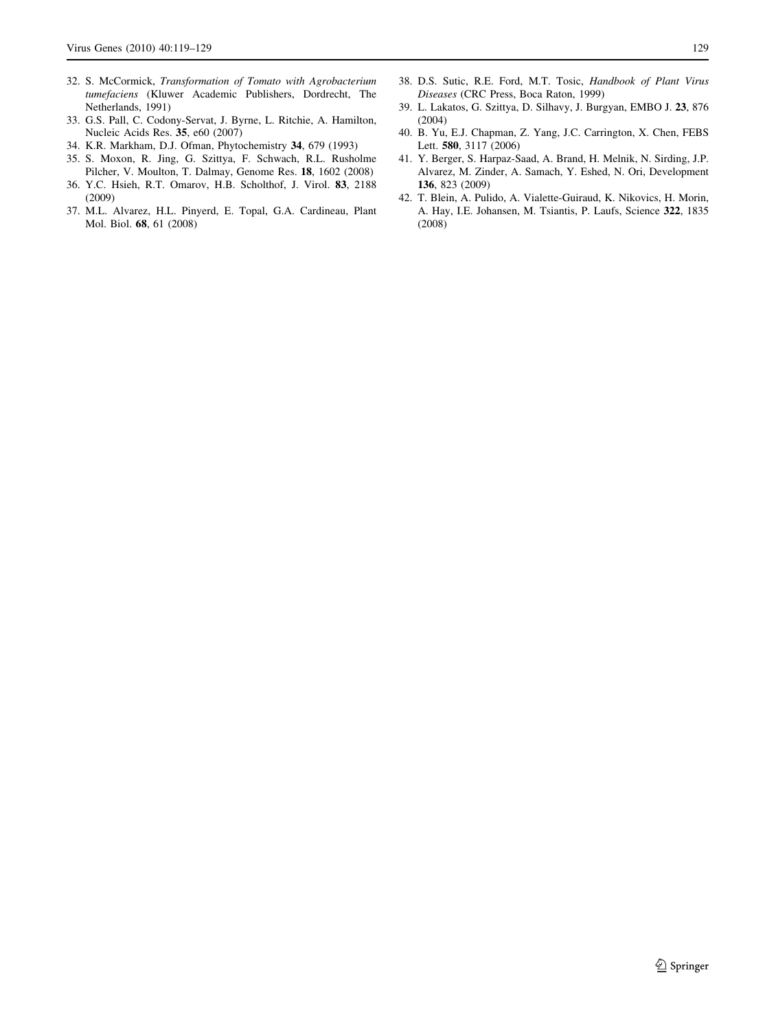32. S. McCormick, *Transformation of Tomato with Agrobacterium tumefaciens* (Kluwer Academic Publishers, Dordrecht, The Netherlands, 1991)
33. G.S. Pall, C. Codony-Servat, J. Byrne, L. Ritchie, A. Hamilton, Nucleic Acids Res. **35**, e60 (2007)
34. K.R. Markham, D.J. Ofman, Phytochemistry **34**, 679 (1993)
35. S. Moxon, R. Jing, G. Szittya, F. Schwach, R.L. Rusholme Pilcher, V. Moulton, T. Dalmay, Genome Res. **18**, 1602 (2008)
36. Y.C. Hsieh, R.T. Omarov, H.B. Scholthof, J. Virol. **83**, 2188 (2009)
37. M.L. Alvarez, H.L. Pinyerd, E. Topal, G.A. Cardineau, Plant Mol. Biol. **68**, 61 (2008)
38. D.S. Sutic, R.E. Ford, M.T. Tosic, *Handbook of Plant Virus Diseases* (CRC Press, Boca Raton, 1999)
39. L. Lakatos, G. Szittya, D. Silhavy, J. Burgyan, EMBO J. **23**, 876 (2004)
40. B. Yu, E.J. Chapman, Z. Yang, J.C. Carrington, X. Chen, FEBS Lett. **580**, 3117 (2006)
41. Y. Berger, S. Harpaz-Saad, A. Brand, H. Melnik, N. Sirding, J.P. Alvarez, M. Zinder, A. Samach, Y. Eshed, N. Ori, Development **136**, 823 (2009)
42. T. Blein, A. Pulido, A. Vialette-Guiraud, K. Nikovics, H. Morin, A. Hay, I.E. Johansen, M. Tsiantis, P. Laufs, Science **322**, 1835 (2008)